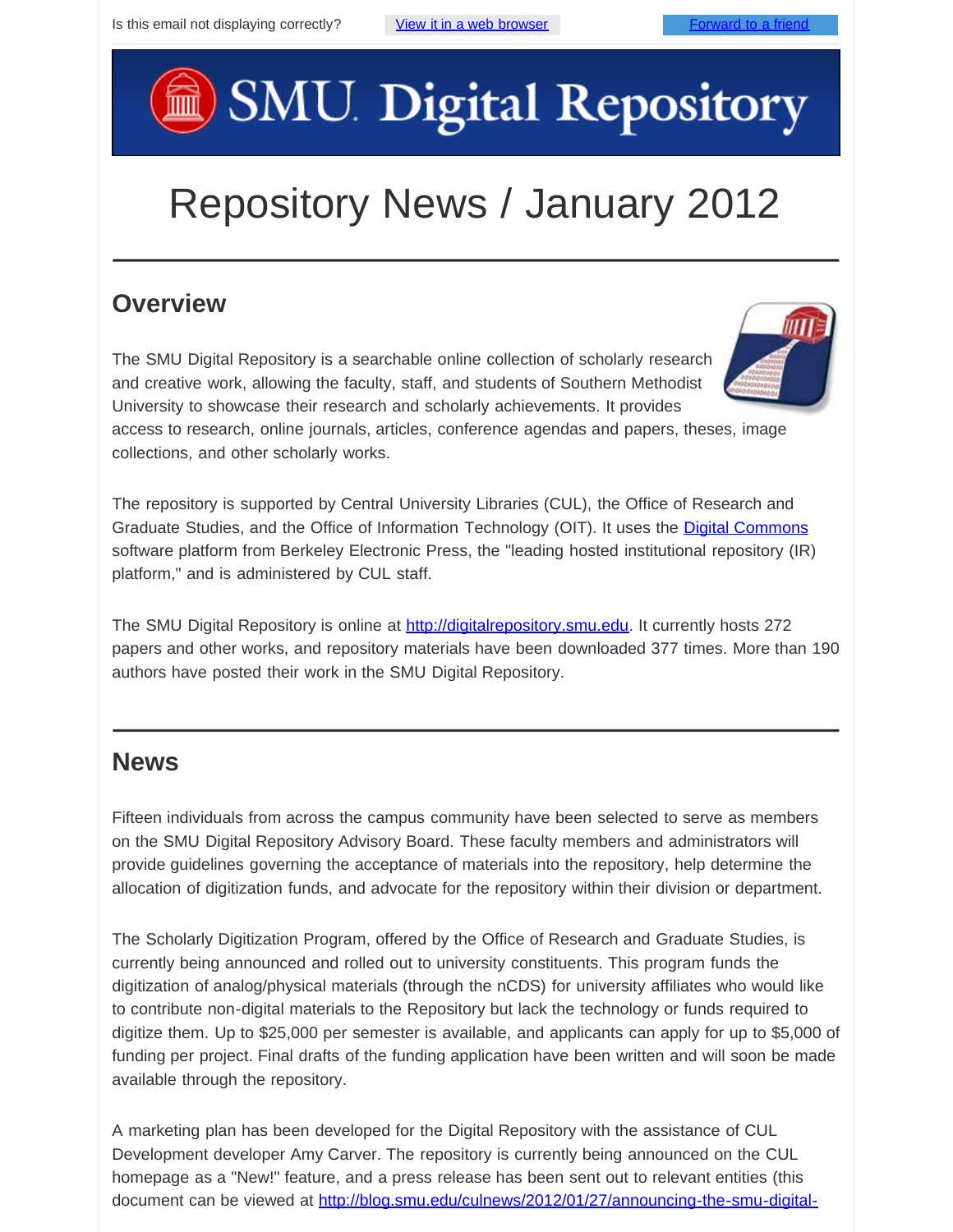Is this email not displaying correctly? View it in a web browser Forward to a friend

# SMU Digital Repository

# Repository News / January 2012

## Overview

The SMU Digital Repository is a searchable online collection of scholarly research and creative work, allowing the faculty, staff, and students of Southern Methodist University to showcase their research and scholarly achievements. It provides access to research, online journals, articles, conference agendas and papers, theses, image collections, and other scholarly works.

The repository is supported by Central University Libraries (CUL), the Office of Research and Graduate Studies, and the Office of Information Technology (OIT). It uses the Digital Commons software platform from Berkeley Electronic Press, the "leading hosted institutional repository (IR) platform," and is administered by CUL staff.

The SMU Digital Repository is online at http://digitalrepository.smu.edu. It currently hosts 272 papers and other works, and repository materials have been downloaded 377 times. More than 190 authors have posted their work in the SMU Digital Repository.

## News

Fifteen individuals from across the campus community have been selected to serve as members on the SMU Digital Repository Advisory Board. These faculty members and administrators will provide guidelines governing the acceptance of materials into the repository, help determine the allocation of digitization funds, and advocate for the repository within their division or department.

The Scholarly Digitization Program, offered by the Office of Research and Graduate Studies, is currently being announced and rolled out to university constituents. This program funds the digitization of analog/physical materials (through the nCDS) for university affiliates who would like to contribute non-digital materials to the Repository but lack the technology or funds required to digitize them. Up to $25,000 per semester is available, and applicants can apply for up to $5,000 of funding per project. Final drafts of the funding application have been written and will soon be made available through the repository.

A marketing plan has been developed for the Digital Repository with the assistance of CUL Development developer Amy Carver. The repository is currently being announced on the CUL homepage as a "New!" feature, and a press release has been sent out to relevant entities (this document can be viewed at http://blog.smu.edu/culnews/2012/01/27/announcing-the-smu-digital-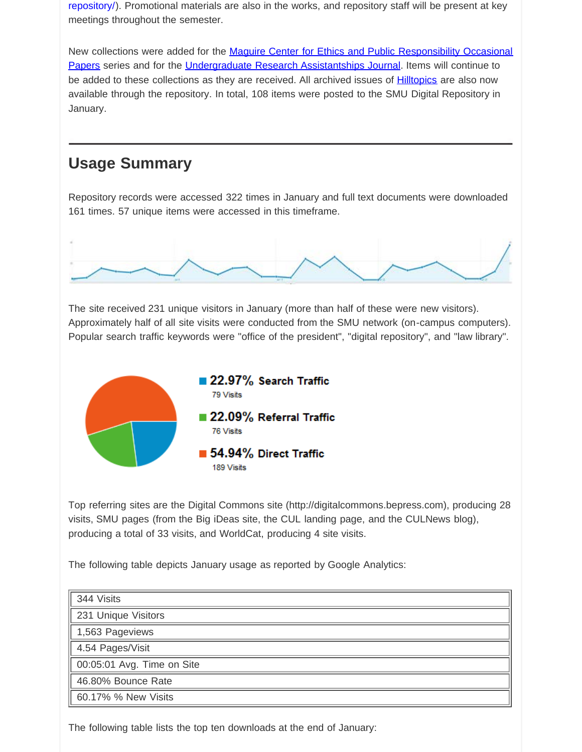repository/). Promotional materials are also in the works, and repository staff will be present at key meetings throughout the semester.

New collections were added for the Maguire Center for Ethics and Public Responsibility Occasional Papers series and for the Undergraduate Research Assistantships Journal. Items will continue to be added to these collections as they are received. All archived issues of Hilltopics are also now available through the repository. In total, 108 items were posted to the SMU Digital Repository in January.

## Usage Summary

Repository records were accessed 322 times in January and full text documents were downloaded 161 times. 57 unique items were accessed in this timeframe.

The site received 231 unique visitors in January (more than half of these were new visitors). Approximately half of all site visits were conducted from the SMU network (on-campus computers). Popular search traffic keywords were "office of the president", "digital repository", and "law library".

**22.97% Search Traffic**
79 Visits

**22.09% Referral Traffic**
76 Visits

**54.94% Direct Traffic**
189 Visits

Top referring sites are the Digital Commons site (http://digitalcommons.bepress.com), producing 28 visits, SMU pages (from the Big iDeas site, the CUL landing page, and the CULNews blog), producing a total of 33 visits, and WorldCat, producing 4 site visits.

The following table depicts January usage as reported by Google Analytics:

| |
|---|
| 344 Visits |
| 231 Unique Visitors |
| 1,563 Pageviews |
| 4.54 Pages/Visit |
| 00:05:01 Avg. Time on Site |
| 46.80% Bounce Rate |
| 60.17% % New Visits |

The following table lists the top ten downloads at the end of January: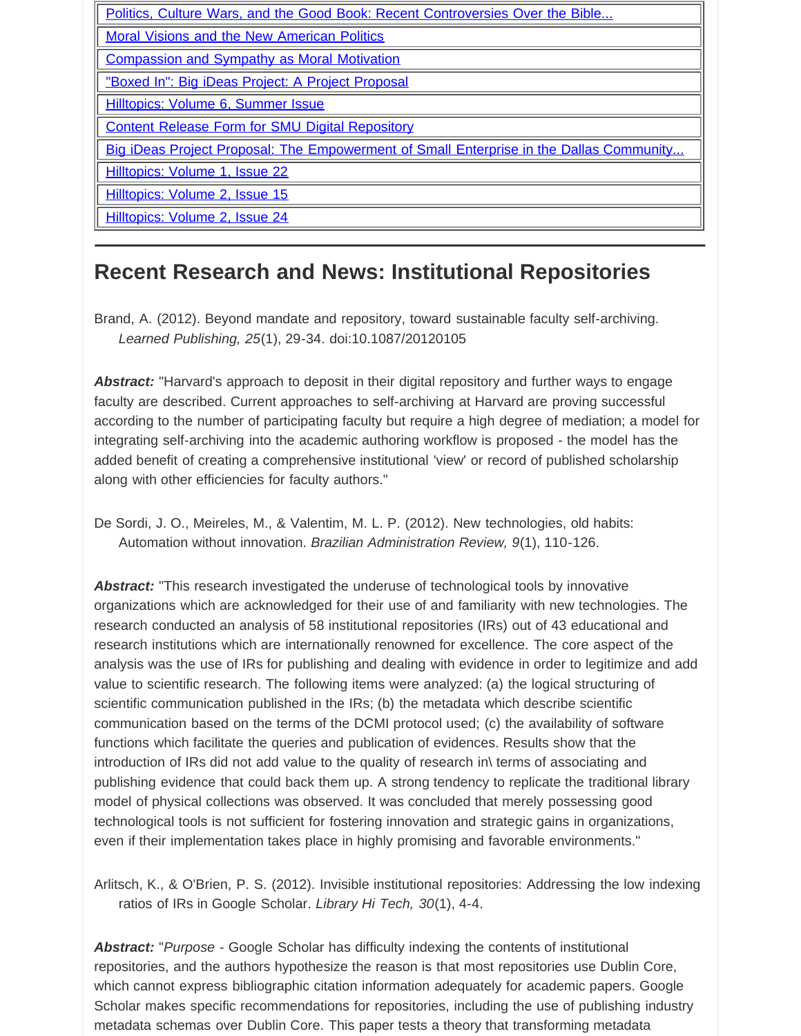| |
|---|
| Politics, Culture Wars, and the Good Book: Recent Controversies Over the Bible... |
| Moral Visions and the New American Politics |
| Compassion and Sympathy as Moral Motivation |
| "Boxed In": Big iDeas Project: A Project Proposal |
| Hilltopics: Volume 6, Summer Issue |
| Content Release Form for SMU Digital Repository |
| Big iDeas Project Proposal: The Empowerment of Small Enterprise in the Dallas Community... |
| Hilltopics: Volume 1, Issue 22 |
| Hilltopics: Volume 2, Issue 15 |
| Hilltopics: Volume 2, Issue 24 |

---

## Recent Research and News: Institutional Repositories

Brand, A. (2012). Beyond mandate and repository, toward sustainable faculty self-archiving. *Learned Publishing, 25*(1), 29-34. doi:10.1087/20120105

***Abstract:*** "Harvard's approach to deposit in their digital repository and further ways to engage faculty are described. Current approaches to self-archiving at Harvard are proving successful according to the number of participating faculty but require a high degree of mediation; a model for integrating self-archiving into the academic authoring workflow is proposed - the model has the added benefit of creating a comprehensive institutional 'view' or record of published scholarship along with other efficiencies for faculty authors."

De Sordi, J. O., Meireles, M., & Valentim, M. L. P. (2012). New technologies, old habits: Automation without innovation. *Brazilian Administration Review, 9*(1), 110-126.

***Abstract:*** "This research investigated the underuse of technological tools by innovative organizations which are acknowledged for their use of and familiarity with new technologies. The research conducted an analysis of 58 institutional repositories (IRs) out of 43 educational and research institutions which are internationally renowned for excellence. The core aspect of the analysis was the use of IRs for publishing and dealing with evidence in order to legitimize and add value to scientific research. The following items were analyzed: (a) the logical structuring of scientific communication published in the IRs; (b) the metadata which describe scientific communication based on the terms of the DCMI protocol used; (c) the availability of software functions which facilitate the queries and publication of evidences. Results show that the introduction of IRs did not add value to the quality of research in\ terms of associating and publishing evidence that could back them up. A strong tendency to replicate the traditional library model of physical collections was observed. It was concluded that merely possessing good technological tools is not sufficient for fostering innovation and strategic gains in organizations, even if their implementation takes place in highly promising and favorable environments."

Arlitsch, K., & O'Brien, P. S. (2012). Invisible institutional repositories: Addressing the low indexing ratios of IRs in Google Scholar. *Library Hi Tech, 30*(1), 4-4.

***Abstract:*** "*Purpose* - Google Scholar has difficulty indexing the contents of institutional repositories, and the authors hypothesize the reason is that most repositories use Dublin Core, which cannot express bibliographic citation information adequately for academic papers. Google Scholar makes specific recommendations for repositories, including the use of publishing industry metadata schemas over Dublin Core. This paper tests a theory that transforming metadata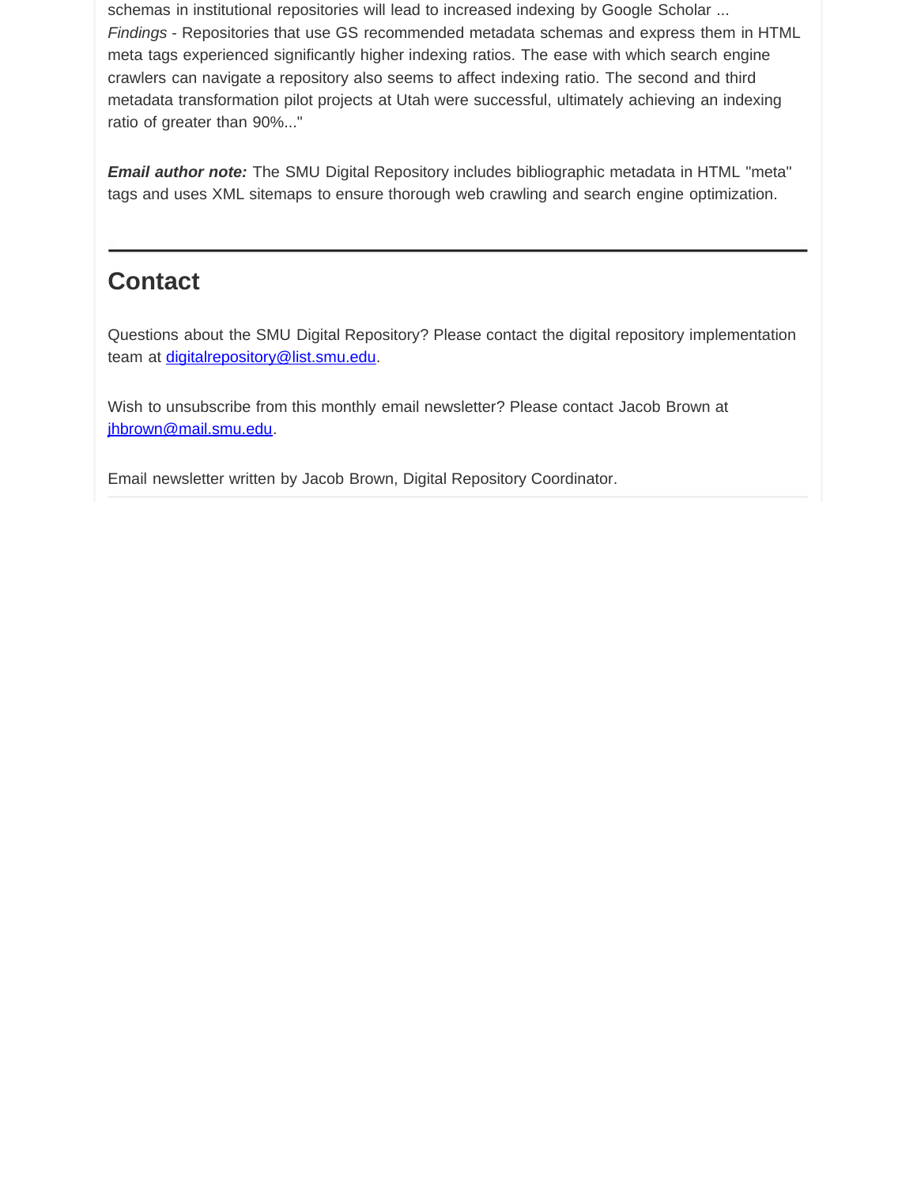schemas in institutional repositories will lead to increased indexing by Google Scholar ... *Findings* - Repositories that use GS recommended metadata schemas and express them in HTML meta tags experienced significantly higher indexing ratios. The ease with which search engine crawlers can navigate a repository also seems to affect indexing ratio. The second and third metadata transformation pilot projects at Utah were successful, ultimately achieving an indexing ratio of greater than 90%..."

***Email author note:*** The SMU Digital Repository includes bibliographic metadata in HTML "meta" tags and uses XML sitemaps to ensure thorough web crawling and search engine optimization.

---

## Contact

Questions about the SMU Digital Repository? Please contact the digital repository implementation team at digitalrepository@list.smu.edu.

Wish to unsubscribe from this monthly email newsletter? Please contact Jacob Brown at jhbrown@mail.smu.edu.

Email newsletter written by Jacob Brown, Digital Repository Coordinator.